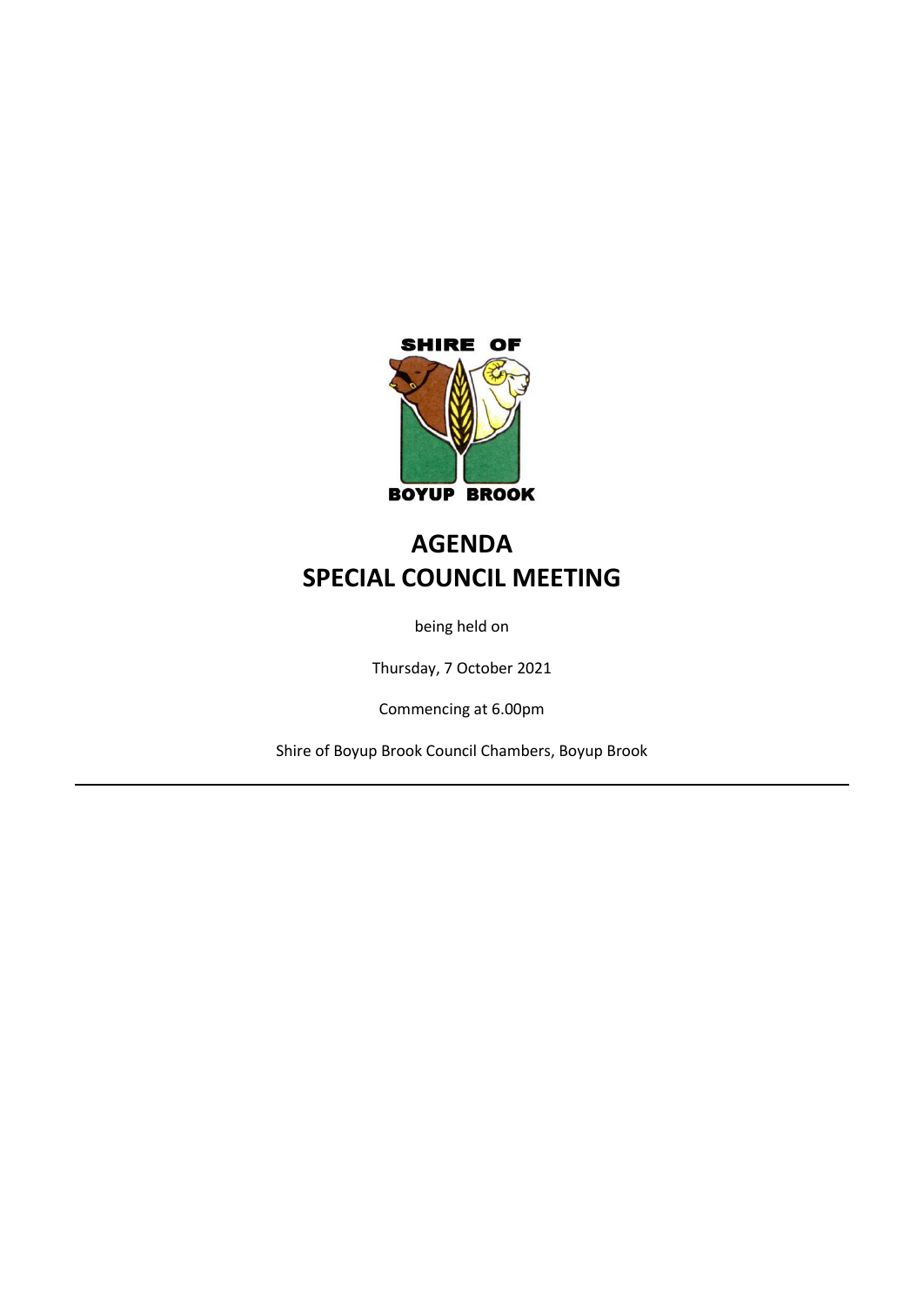SHIRE OF

BOYUP BROOK

# AGENDA
# SPECIAL COUNCIL MEETING

being held on

Thursday, 7 October 2021

Commencing at 6.00pm

Shire of Boyup Brook Council Chambers, Boyup Brook

---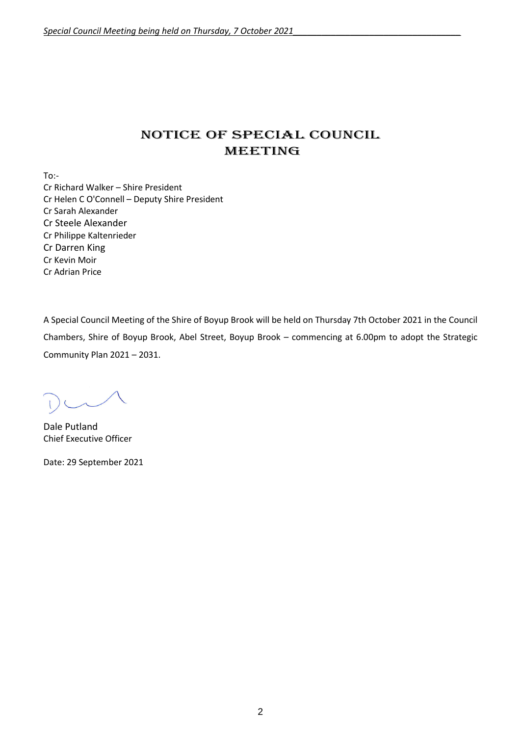# NOTICE OF SPECIAL COUNCIL MEETING

To:-
Cr Richard Walker – Shire President
Cr Helen C O'Connell – Deputy Shire President
Cr Sarah Alexander
Cr Steele Alexander
Cr Philippe Kaltenrieder
Cr Darren King
Cr Kevin Moir
Cr Adrian Price

A Special Council Meeting of the Shire of Boyup Brook will be held on Thursday 7th October 2021 in the Council Chambers, Shire of Boyup Brook, Abel Street, Boyup Brook – commencing at 6.00pm to adopt the Strategic Community Plan 2021 – 2031.

Dale Putland
Chief Executive Officer

Date: 29 September 2021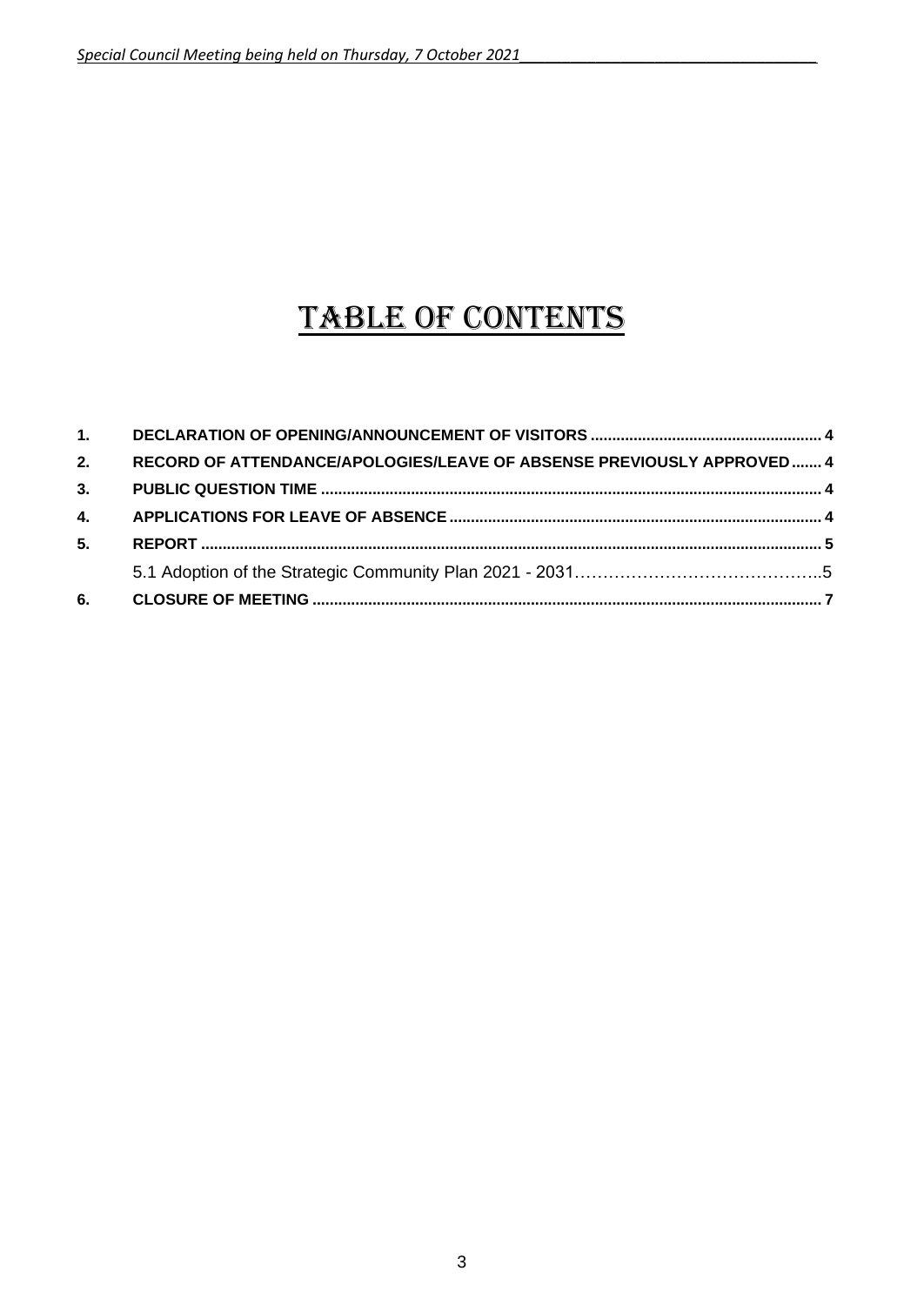# TABLE OF CONTENTS

| | | |
|---|---|---|
| **1.** | **DECLARATION OF OPENING/ANNOUNCEMENT OF VISITORS** | **4** |
| **2.** | **RECORD OF ATTENDANCE/APOLOGIES/LEAVE OF ABSENSE PREVIOUSLY APPROVED** | **4** |
| **3.** | **PUBLIC QUESTION TIME** | **4** |
| **4.** | **APPLICATIONS FOR LEAVE OF ABSENCE** | **4** |
| **5.** | **REPORT** | **5** |
| | 5.1 Adoption of the Strategic Community Plan 2021 - 2031 | 5 |
| **6.** | **CLOSURE OF MEETING** | **7** |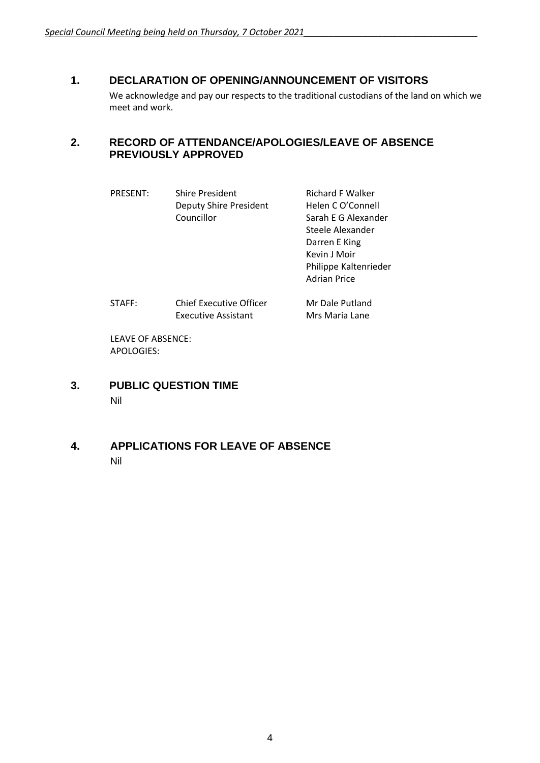## 1. DECLARATION OF OPENING/ANNOUNCEMENT OF VISITORS

We acknowledge and pay our respects to the traditional custodians of the land on which we meet and work.

## 2. RECORD OF ATTENDANCE/APOLOGIES/LEAVE OF ABSENCE PREVIOUSLY APPROVED

| | | |
|---|---|---|
| PRESENT: | Shire President | Richard F Walker |
| | Deputy Shire President | Helen C O'Connell |
| | Councillor | Sarah E G Alexander |
| | | Steele Alexander |
| | | Darren E King |
| | | Kevin J Moir |
| | | Philippe Kaltenrieder |
| | | Adrian Price |
| STAFF: | Chief Executive Officer | Mr Dale Putland |
| | Executive Assistant | Mrs Maria Lane |

LEAVE OF ABSENCE:
APOLOGIES:

## 3. PUBLIC QUESTION TIME

Nil

## 4. APPLICATIONS FOR LEAVE OF ABSENCE

Nil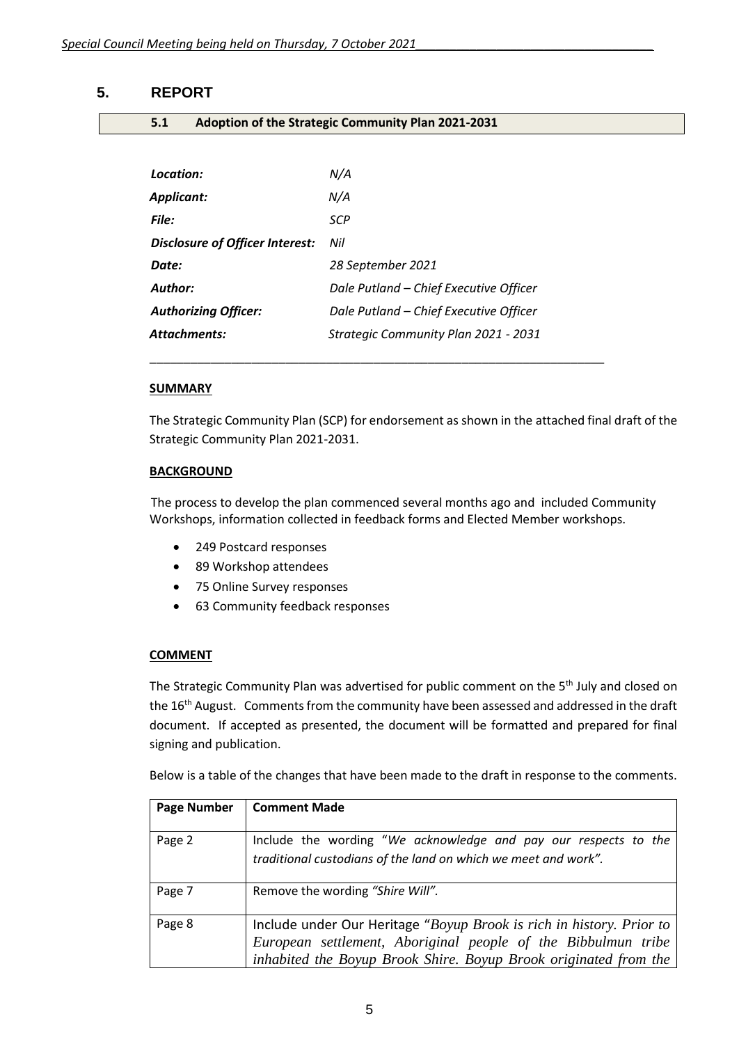## 5. REPORT

### 5.1 Adoption of the Strategic Community Plan 2021-2031

| | |
|---|---|
| ***Location:*** | *N/A* |
| ***Applicant:*** | *N/A* |
| ***File:*** | *SCP* |
| ***Disclosure of Officer Interest:*** | *Nil* |
| ***Date:*** | *28 September 2021* |
| ***Author:*** | *Dale Putland – Chief Executive Officer* |
| ***Authorizing Officer:*** | *Dale Putland – Chief Executive Officer* |
| ***Attachments:*** | *Strategic Community Plan 2021 - 2031* |

**SUMMARY**

The Strategic Community Plan (SCP) for endorsement as shown in the attached final draft of the Strategic Community Plan 2021-2031.

**BACKGROUND**

The process to develop the plan commenced several months ago and included Community Workshops, information collected in feedback forms and Elected Member workshops.

- 249 Postcard responses
- 89 Workshop attendees
- 75 Online Survey responses
- 63 Community feedback responses

**COMMENT**

The Strategic Community Plan was advertised for public comment on the 5th July and closed on the 16th August. Comments from the community have been assessed and addressed in the draft document. If accepted as presented, the document will be formatted and prepared for final signing and publication.

Below is a table of the changes that have been made to the draft in response to the comments.

| Page Number | Comment Made |
|---|---|
| Page 2 | Include the wording "*We acknowledge and pay our respects to the traditional custodians of the land on which we meet and work".* |
| Page 7 | Remove the wording *"Shire Will".* |
| Page 8 | Include under Our Heritage "*Boyup Brook is rich in history. Prior to European settlement, Aboriginal people of the Bibbulmun tribe inhabited the Boyup Brook Shire. Boyup Brook originated from the* |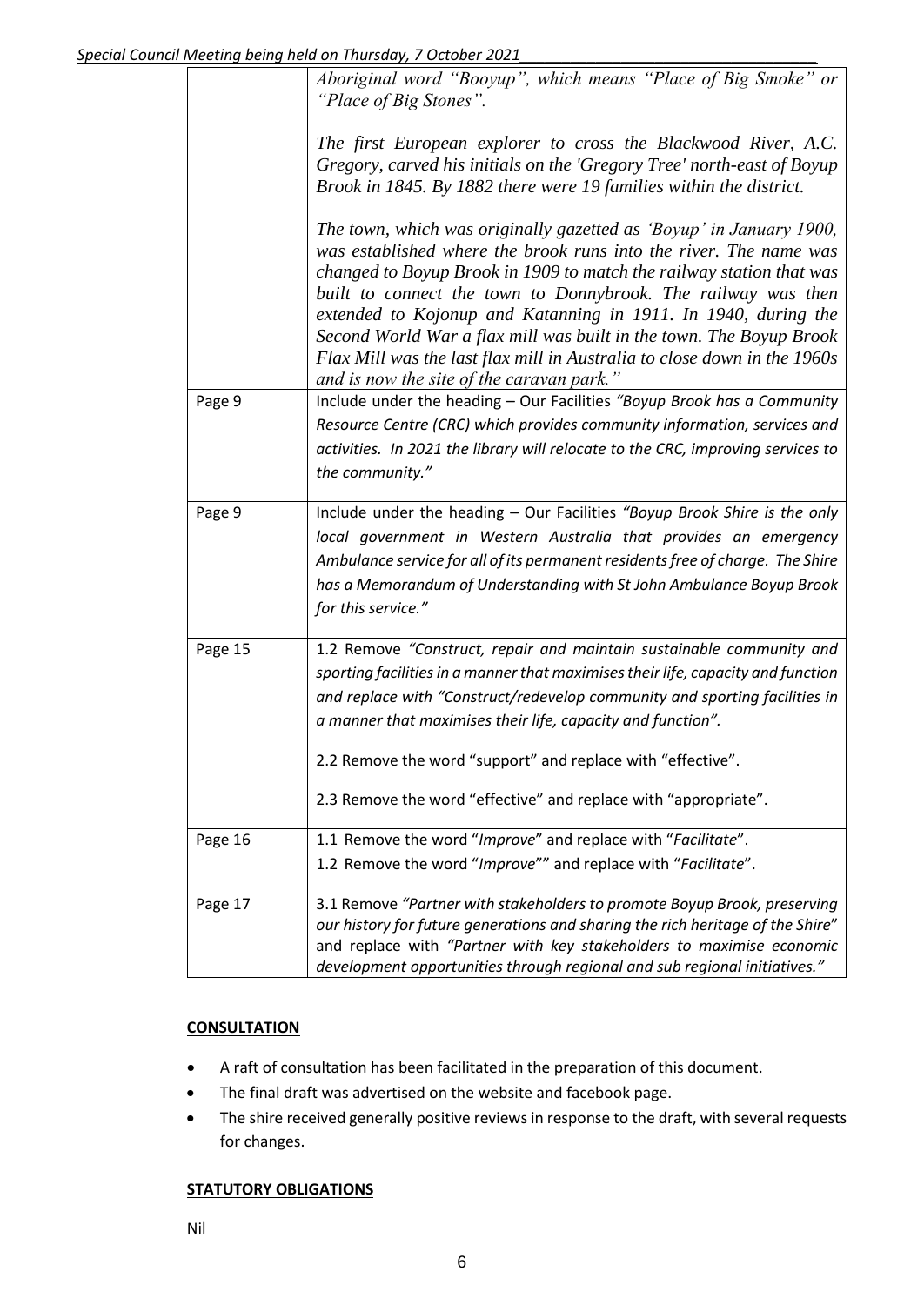| | |
|---|---|
| | *Aboriginal word "Booyup", which means "Place of Big Smoke" or "Place of Big Stones".*<br><br>*The first European explorer to cross the Blackwood River, A.C. Gregory, carved his initials on the 'Gregory Tree' north-east of Boyup Brook in 1845. By 1882 there were 19 families within the district.*<br><br>*The town, which was originally gazetted as 'Boyup' in January 1900, was established where the brook runs into the river. The name was changed to Boyup Brook in 1909 to match the railway station that was built to connect the town to Donnybrook. The railway was then extended to Kojonup and Katanning in 1911. In 1940, during the Second World War a flax mill was built in the town. The Boyup Brook Flax Mill was the last flax mill in Australia to close down in the 1960s and is now the site of the caravan park."* |
| Page 9 | Include under the heading – Our Facilities *"Boyup Brook has a Community Resource Centre (CRC) which provides community information, services and activities. In 2021 the library will relocate to the CRC, improving services to the community."* |
| Page 9 | Include under the heading – Our Facilities *"Boyup Brook Shire is the only local government in Western Australia that provides an emergency Ambulance service for all of its permanent residents free of charge. The Shire has a Memorandum of Understanding with St John Ambulance Boyup Brook for this service."* |
| Page 15 | 1.2 Remove *"Construct, repair and maintain sustainable community and sporting facilities in a manner that maximises their life, capacity and function and replace with "Construct/redevelop community and sporting facilities in a manner that maximises their life, capacity and function".*<br><br>2.2 Remove the word "support" and replace with "effective".<br><br>2.3 Remove the word "effective" and replace with "appropriate". |
| Page 16 | 1.1 Remove the word "*Improve*" and replace with "*Facilitate*".<br>1.2 Remove the word "*Improve*"" and replace with "*Facilitate*". |
| Page 17 | 3.1 Remove *"Partner with stakeholders to promote Boyup Brook, preserving our history for future generations and sharing the rich heritage of the Shire*" and replace with *"Partner with key stakeholders to maximise economic development opportunities through regional and sub regional initiatives."* |

**CONSULTATION**

- A raft of consultation has been facilitated in the preparation of this document.
- The final draft was advertised on the website and facebook page.
- The shire received generally positive reviews in response to the draft, with several requests for changes.

**STATUTORY OBLIGATIONS**

Nil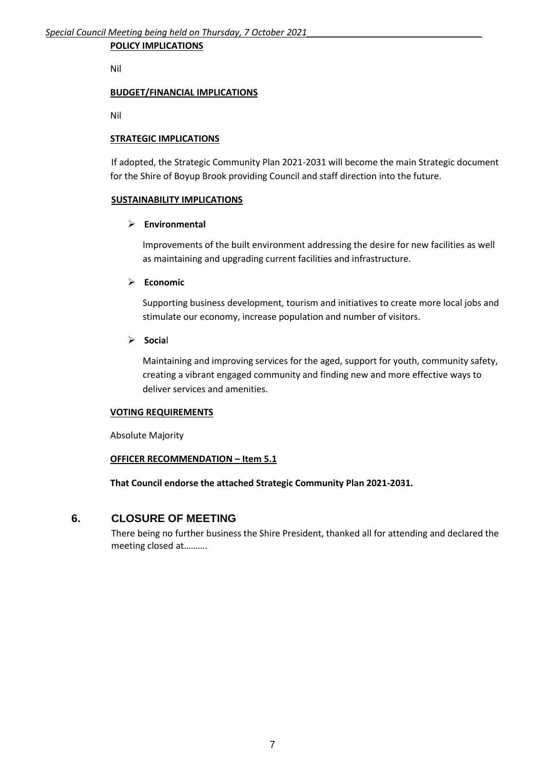**POLICY IMPLICATIONS**

Nil

**BUDGET/FINANCIAL IMPLICATIONS**

Nil

**STRATEGIC IMPLICATIONS**

If adopted, the Strategic Community Plan 2021-2031 will become the main Strategic document for the Shire of Boyup Brook providing Council and staff direction into the future.

**SUSTAINABILITY IMPLICATIONS**

- **Environmental**

  Improvements of the built environment addressing the desire for new facilities as well as maintaining and upgrading current facilities and infrastructure.

- **Economic**

  Supporting business development, tourism and initiatives to create more local jobs and stimulate our economy, increase population and number of visitors.

- **Social**

  Maintaining and improving services for the aged, support for youth, community safety, creating a vibrant engaged community and finding new and more effective ways to deliver services and amenities.

**VOTING REQUIREMENTS**

Absolute Majority

**OFFICER RECOMMENDATION – Item 5.1**

**That Council endorse the attached Strategic Community Plan 2021-2031.**

## 6. CLOSURE OF MEETING

There being no further business the Shire President, thanked all for attending and declared the meeting closed at……….